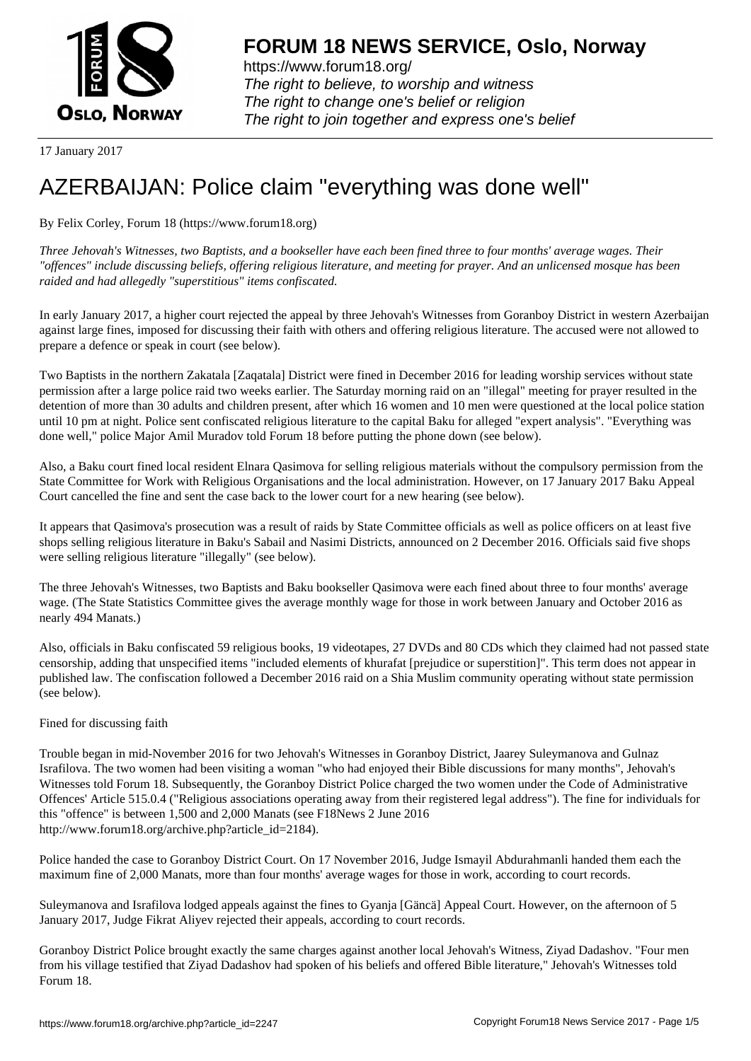# FORUM 18 NEWS SERVICE, Oslo, Norway

https://www.forum18.org/
*The right to believe, to worship and witness*
*The right to change one's belief or religion*
*The right to join together and express one's belief*

17 January 2017

# AZERBAIJAN: Police claim "everything was done well"

By Felix Corley, Forum 18 (https://www.forum18.org)

*Three Jehovah's Witnesses, two Baptists, and a bookseller have each been fined three to four months' average wages. Their "offences" include discussing beliefs, offering religious literature, and meeting for prayer. And an unlicensed mosque has been raided and had allegedly "superstitious" items confiscated.*

In early January 2017, a higher court rejected the appeal by three Jehovah's Witnesses from Goranboy District in western Azerbaijan against large fines, imposed for discussing their faith with others and offering religious literature. The accused were not allowed to prepare a defence or speak in court (see below).

Two Baptists in the northern Zakatala [Zaqatala] District were fined in December 2016 for leading worship services without state permission after a large police raid two weeks earlier. The Saturday morning raid on an "illegal" meeting for prayer resulted in the detention of more than 30 adults and children present, after which 16 women and 10 men were questioned at the local police station until 10 pm at night. Police sent confiscated religious literature to the capital Baku for alleged "expert analysis". "Everything was done well," police Major Amil Muradov told Forum 18 before putting the phone down (see below).

Also, a Baku court fined local resident Elnara Qasimova for selling religious materials without the compulsory permission from the State Committee for Work with Religious Organisations and the local administration. However, on 17 January 2017 Baku Appeal Court cancelled the fine and sent the case back to the lower court for a new hearing (see below).

It appears that Qasimova's prosecution was a result of raids by State Committee officials as well as police officers on at least five shops selling religious literature in Baku's Sabail and Nasimi Districts, announced on 2 December 2016. Officials said five shops were selling religious literature "illegally" (see below).

The three Jehovah's Witnesses, two Baptists and Baku bookseller Qasimova were each fined about three to four months' average wage. (The State Statistics Committee gives the average monthly wage for those in work between January and October 2016 as nearly 494 Manats.)

Also, officials in Baku confiscated 59 religious books, 19 videotapes, 27 DVDs and 80 CDs which they claimed had not passed state censorship, adding that unspecified items "included elements of khurafat [prejudice or superstition]". This term does not appear in published law. The confiscation followed a December 2016 raid on a Shia Muslim community operating without state permission (see below).

Fined for discussing faith

Trouble began in mid-November 2016 for two Jehovah's Witnesses in Goranboy District, Jaarey Suleymanova and Gulnaz Israfilova. The two women had been visiting a woman "who had enjoyed their Bible discussions for many months", Jehovah's Witnesses told Forum 18. Subsequently, the Goranboy District Police charged the two women under the Code of Administrative Offences' Article 515.0.4 ("Religious associations operating away from their registered legal address"). The fine for individuals for this "offence" is between 1,500 and 2,000 Manats (see F18News 2 June 2016 http://www.forum18.org/archive.php?article_id=2184).

Police handed the case to Goranboy District Court. On 17 November 2016, Judge Ismayil Abdurahmanli handed them each the maximum fine of 2,000 Manats, more than four months' average wages for those in work, according to court records.

Suleymanova and Israfilova lodged appeals against the fines to Gyanja [Gäncä] Appeal Court. However, on the afternoon of 5 January 2017, Judge Fikrat Aliyev rejected their appeals, according to court records.

Goranboy District Police brought exactly the same charges against another local Jehovah's Witness, Ziyad Dadashov. "Four men from his village testified that Ziyad Dadashov had spoken of his beliefs and offered Bible literature," Jehovah's Witnesses told Forum 18.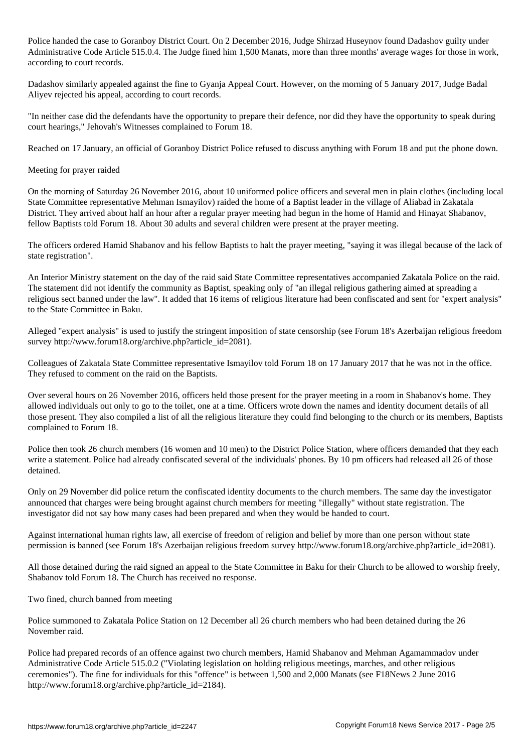Police handed the case to Goranboy District Court. On 2 December 2016, Judge Shirzad Huseynov found Dadashov guilty under Administrative Code Article 515.0.4. The Judge fined him 1,500 Manats, more than three months' average wages for those in work, according to court records.

Dadashov similarly appealed against the fine to Gyanja Appeal Court. However, on the morning of 5 January 2017, Judge Badal Aliyev rejected his appeal, according to court records.

"In neither case did the defendants have the opportunity to prepare their defence, nor did they have the opportunity to speak during court hearings," Jehovah's Witnesses complained to Forum 18.

Reached on 17 January, an official of Goranboy District Police refused to discuss anything with Forum 18 and put the phone down.

## Meeting for prayer raided

On the morning of Saturday 26 November 2016, about 10 uniformed police officers and several men in plain clothes (including local State Committee representative Mehman Ismayilov) raided the home of a Baptist leader in the village of Aliabad in Zakatala District. They arrived about half an hour after a regular prayer meeting had begun in the home of Hamid and Hinayat Shabanov, fellow Baptists told Forum 18. About 30 adults and several children were present at the prayer meeting.

The officers ordered Hamid Shabanov and his fellow Baptists to halt the prayer meeting, "saying it was illegal because of the lack of state registration".

An Interior Ministry statement on the day of the raid said State Committee representatives accompanied Zakatala Police on the raid. The statement did not identify the community as Baptist, speaking only of "an illegal religious gathering aimed at spreading a religious sect banned under the law". It added that 16 items of religious literature had been confiscated and sent for "expert analysis" to the State Committee in Baku.

Alleged "expert analysis" is used to justify the stringent imposition of state censorship (see Forum 18's Azerbaijan religious freedom survey http://www.forum18.org/archive.php?article_id=2081).

Colleagues of Zakatala State Committee representative Ismayilov told Forum 18 on 17 January 2017 that he was not in the office. They refused to comment on the raid on the Baptists.

Over several hours on 26 November 2016, officers held those present for the prayer meeting in a room in Shabanov's home. They allowed individuals out only to go to the toilet, one at a time. Officers wrote down the names and identity document details of all those present. They also compiled a list of all the religious literature they could find belonging to the church or its members, Baptists complained to Forum 18.

Police then took 26 church members (16 women and 10 men) to the District Police Station, where officers demanded that they each write a statement. Police had already confiscated several of the individuals' phones. By 10 pm officers had released all 26 of those detained.

Only on 29 November did police return the confiscated identity documents to the church members. The same day the investigator announced that charges were being brought against church members for meeting "illegally" without state registration. The investigator did not say how many cases had been prepared and when they would be handed to court.

Against international human rights law, all exercise of freedom of religion and belief by more than one person without state permission is banned (see Forum 18's Azerbaijan religious freedom survey http://www.forum18.org/archive.php?article_id=2081).

All those detained during the raid signed an appeal to the State Committee in Baku for their Church to be allowed to worship freely, Shabanov told Forum 18. The Church has received no response.

## Two fined, church banned from meeting

Police summoned to Zakatala Police Station on 12 December all 26 church members who had been detained during the 26 November raid.

Police had prepared records of an offence against two church members, Hamid Shabanov and Mehman Agamammadov under Administrative Code Article 515.0.2 ("Violating legislation on holding religious meetings, marches, and other religious ceremonies"). The fine for individuals for this "offence" is between 1,500 and 2,000 Manats (see F18News 2 June 2016 http://www.forum18.org/archive.php?article_id=2184).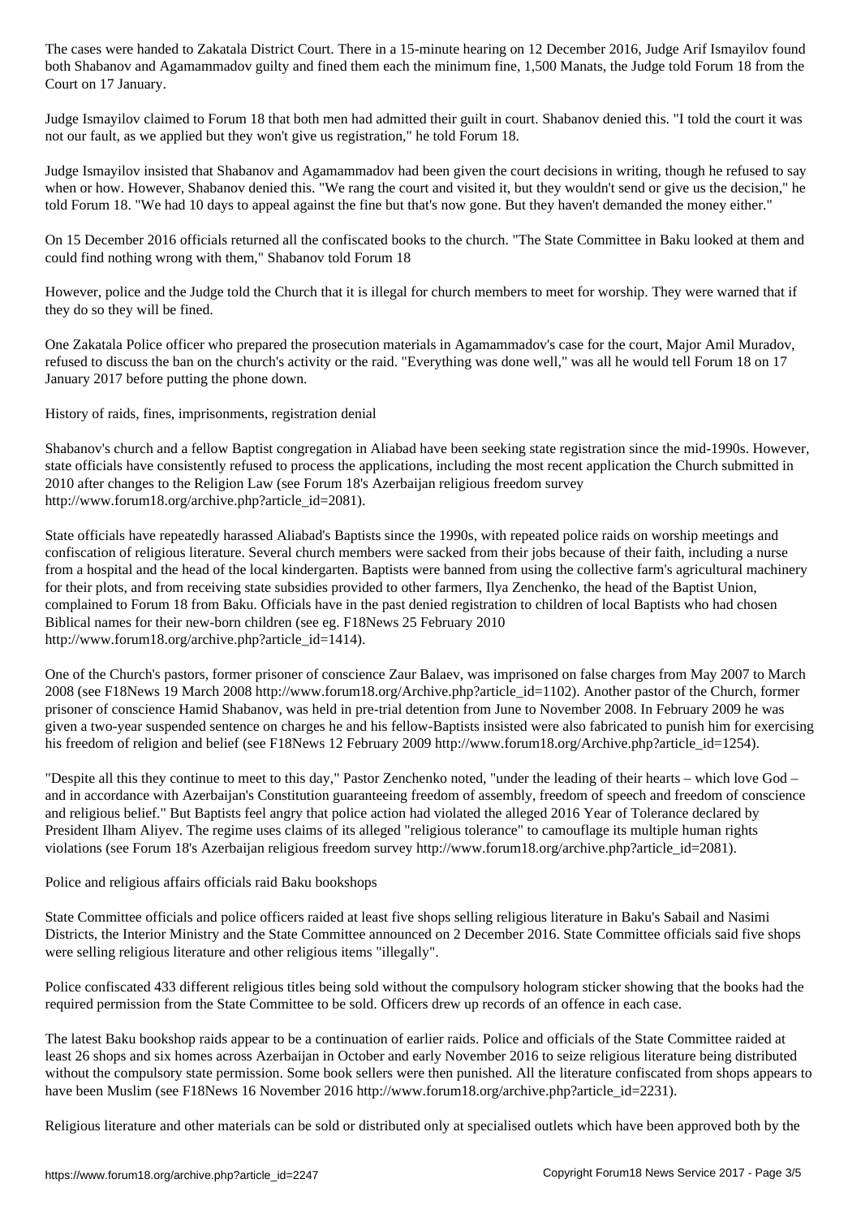The cases were handed to Zakatala District Court. There in a 15-minute hearing on 12 December 2016, Judge Arif Ismayilov found both Shabanov and Agamammadov guilty and fined them each the minimum fine, 1,500 Manats, the Judge told Forum 18 from the Court on 17 January.

Judge Ismayilov claimed to Forum 18 that both men had admitted their guilt in court. Shabanov denied this. "I told the court it was not our fault, as we applied but they won't give us registration," he told Forum 18.

Judge Ismayilov insisted that Shabanov and Agamammadov had been given the court decisions in writing, though he refused to say when or how. However, Shabanov denied this. "We rang the court and visited it, but they wouldn't send or give us the decision," he told Forum 18. "We had 10 days to appeal against the fine but that's now gone. But they haven't demanded the money either."

On 15 December 2016 officials returned all the confiscated books to the church. "The State Committee in Baku looked at them and could find nothing wrong with them," Shabanov told Forum 18

However, police and the Judge told the Church that it is illegal for church members to meet for worship. They were warned that if they do so they will be fined.

One Zakatala Police officer who prepared the prosecution materials in Agamammadov's case for the court, Major Amil Muradov, refused to discuss the ban on the church's activity or the raid. "Everything was done well," was all he would tell Forum 18 on 17 January 2017 before putting the phone down.

## History of raids, fines, imprisonments, registration denial

Shabanov's church and a fellow Baptist congregation in Aliabad have been seeking state registration since the mid-1990s. However, state officials have consistently refused to process the applications, including the most recent application the Church submitted in 2010 after changes to the Religion Law (see Forum 18's Azerbaijan religious freedom survey http://www.forum18.org/archive.php?article_id=2081).

State officials have repeatedly harassed Aliabad's Baptists since the 1990s, with repeated police raids on worship meetings and confiscation of religious literature. Several church members were sacked from their jobs because of their faith, including a nurse from a hospital and the head of the local kindergarten. Baptists were banned from using the collective farm's agricultural machinery for their plots, and from receiving state subsidies provided to other farmers, Ilya Zenchenko, the head of the Baptist Union, complained to Forum 18 from Baku. Officials have in the past denied registration to children of local Baptists who had chosen Biblical names for their new-born children (see eg. F18News 25 February 2010 http://www.forum18.org/archive.php?article_id=1414).

One of the Church's pastors, former prisoner of conscience Zaur Balaev, was imprisoned on false charges from May 2007 to March 2008 (see F18News 19 March 2008 http://www.forum18.org/Archive.php?article_id=1102). Another pastor of the Church, former prisoner of conscience Hamid Shabanov, was held in pre-trial detention from June to November 2008. In February 2009 he was given a two-year suspended sentence on charges he and his fellow-Baptists insisted were also fabricated to punish him for exercising his freedom of religion and belief (see F18News 12 February 2009 http://www.forum18.org/Archive.php?article_id=1254).

"Despite all this they continue to meet to this day," Pastor Zenchenko noted, "under the leading of their hearts – which love God – and in accordance with Azerbaijan's Constitution guaranteeing freedom of assembly, freedom of speech and freedom of conscience and religious belief." But Baptists feel angry that police action had violated the alleged 2016 Year of Tolerance declared by President Ilham Aliyev. The regime uses claims of its alleged "religious tolerance" to camouflage its multiple human rights violations (see Forum 18's Azerbaijan religious freedom survey http://www.forum18.org/archive.php?article_id=2081).

## Police and religious affairs officials raid Baku bookshops

State Committee officials and police officers raided at least five shops selling religious literature in Baku's Sabail and Nasimi Districts, the Interior Ministry and the State Committee announced on 2 December 2016. State Committee officials said five shops were selling religious literature and other religious items "illegally".

Police confiscated 433 different religious titles being sold without the compulsory hologram sticker showing that the books had the required permission from the State Committee to be sold. Officers drew up records of an offence in each case.

The latest Baku bookshop raids appear to be a continuation of earlier raids. Police and officials of the State Committee raided at least 26 shops and six homes across Azerbaijan in October and early November 2016 to seize religious literature being distributed without the compulsory state permission. Some book sellers were then punished. All the literature confiscated from shops appears to have been Muslim (see F18News 16 November 2016 http://www.forum18.org/archive.php?article_id=2231).

Religious literature and other materials can be sold or distributed only at specialised outlets which have been approved both by the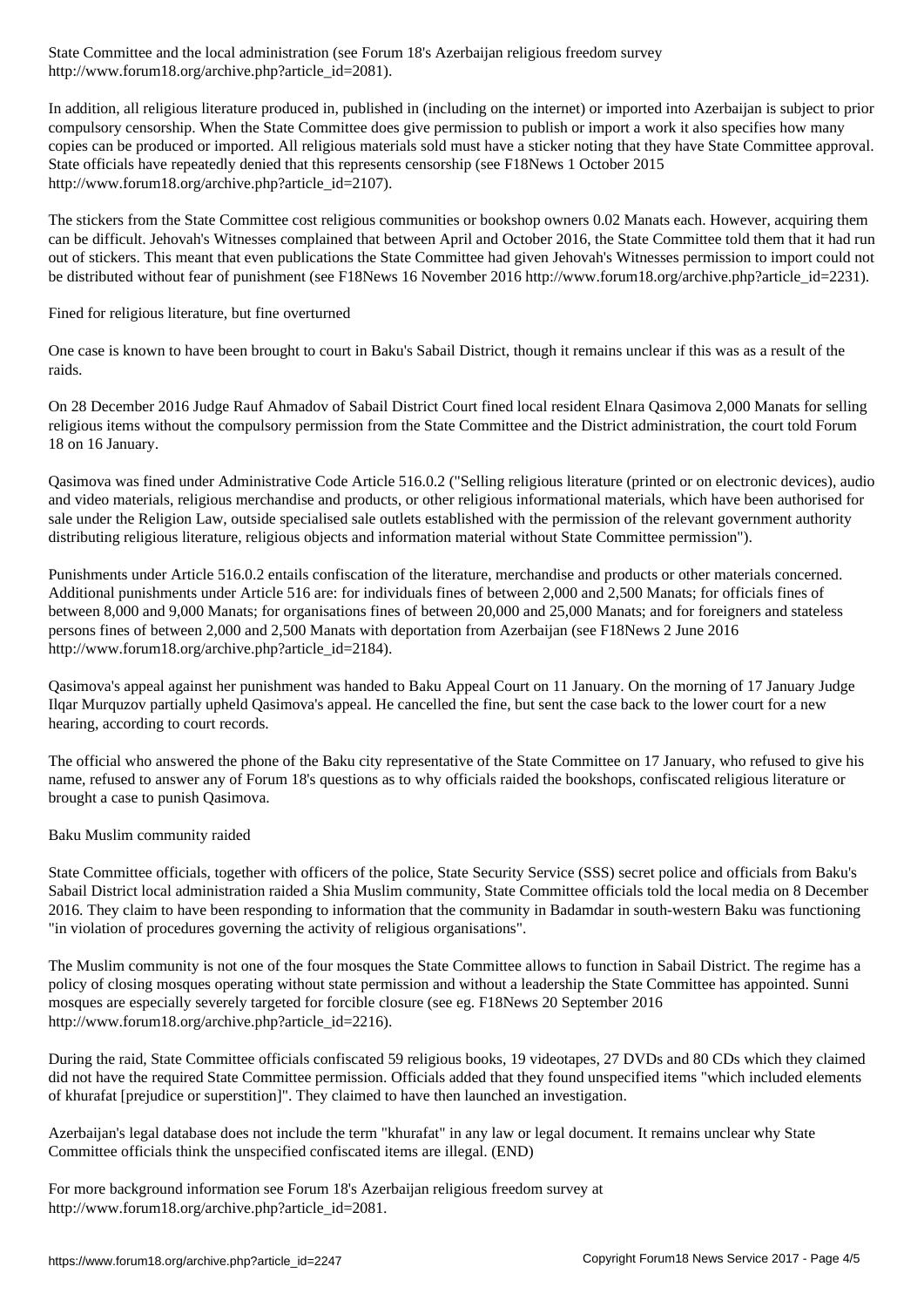State Committee and the local administration (see Forum 18's Azerbaijan religious freedom survey http://www.forum18.org/archive.php?article_id=2081).

In addition, all religious literature produced in, published in (including on the internet) or imported into Azerbaijan is subject to prior compulsory censorship. When the State Committee does give permission to publish or import a work it also specifies how many copies can be produced or imported. All religious materials sold must have a sticker noting that they have State Committee approval. State officials have repeatedly denied that this represents censorship (see F18News 1 October 2015 http://www.forum18.org/archive.php?article_id=2107).

The stickers from the State Committee cost religious communities or bookshop owners 0.02 Manats each. However, acquiring them can be difficult. Jehovah's Witnesses complained that between April and October 2016, the State Committee told them that it had run out of stickers. This meant that even publications the State Committee had given Jehovah's Witnesses permission to import could not be distributed without fear of punishment (see F18News 16 November 2016 http://www.forum18.org/archive.php?article_id=2231).

## Fined for religious literature, but fine overturned

One case is known to have been brought to court in Baku's Sabail District, though it remains unclear if this was as a result of the raids.

On 28 December 2016 Judge Rauf Ahmadov of Sabail District Court fined local resident Elnara Qasimova 2,000 Manats for selling religious items without the compulsory permission from the State Committee and the District administration, the court told Forum 18 on 16 January.

Qasimova was fined under Administrative Code Article 516.0.2 ("Selling religious literature (printed or on electronic devices), audio and video materials, religious merchandise and products, or other religious informational materials, which have been authorised for sale under the Religion Law, outside specialised sale outlets established with the permission of the relevant government authority distributing religious literature, religious objects and information material without State Committee permission").

Punishments under Article 516.0.2 entails confiscation of the literature, merchandise and products or other materials concerned. Additional punishments under Article 516 are: for individuals fines of between 2,000 and 2,500 Manats; for officials fines of between 8,000 and 9,000 Manats; for organisations fines of between 20,000 and 25,000 Manats; and for foreigners and stateless persons fines of between 2,000 and 2,500 Manats with deportation from Azerbaijan (see F18News 2 June 2016 http://www.forum18.org/archive.php?article_id=2184).

Qasimova's appeal against her punishment was handed to Baku Appeal Court on 11 January. On the morning of 17 January Judge Ilqar Murquzov partially upheld Qasimova's appeal. He cancelled the fine, but sent the case back to the lower court for a new hearing, according to court records.

The official who answered the phone of the Baku city representative of the State Committee on 17 January, who refused to give his name, refused to answer any of Forum 18's questions as to why officials raided the bookshops, confiscated religious literature or brought a case to punish Qasimova.

## Baku Muslim community raided

State Committee officials, together with officers of the police, State Security Service (SSS) secret police and officials from Baku's Sabail District local administration raided a Shia Muslim community, State Committee officials told the local media on 8 December 2016. They claim to have been responding to information that the community in Badamdar in south-western Baku was functioning "in violation of procedures governing the activity of religious organisations".

The Muslim community is not one of the four mosques the State Committee allows to function in Sabail District. The regime has a policy of closing mosques operating without state permission and without a leadership the State Committee has appointed. Sunni mosques are especially severely targeted for forcible closure (see eg. F18News 20 September 2016 http://www.forum18.org/archive.php?article_id=2216).

During the raid, State Committee officials confiscated 59 religious books, 19 videotapes, 27 DVDs and 80 CDs which they claimed did not have the required State Committee permission. Officials added that they found unspecified items "which included elements of khurafat [prejudice or superstition]". They claimed to have then launched an investigation.

Azerbaijan's legal database does not include the term "khurafat" in any law or legal document. It remains unclear why State Committee officials think the unspecified confiscated items are illegal. (END)

For more background information see Forum 18's Azerbaijan religious freedom survey at http://www.forum18.org/archive.php?article_id=2081.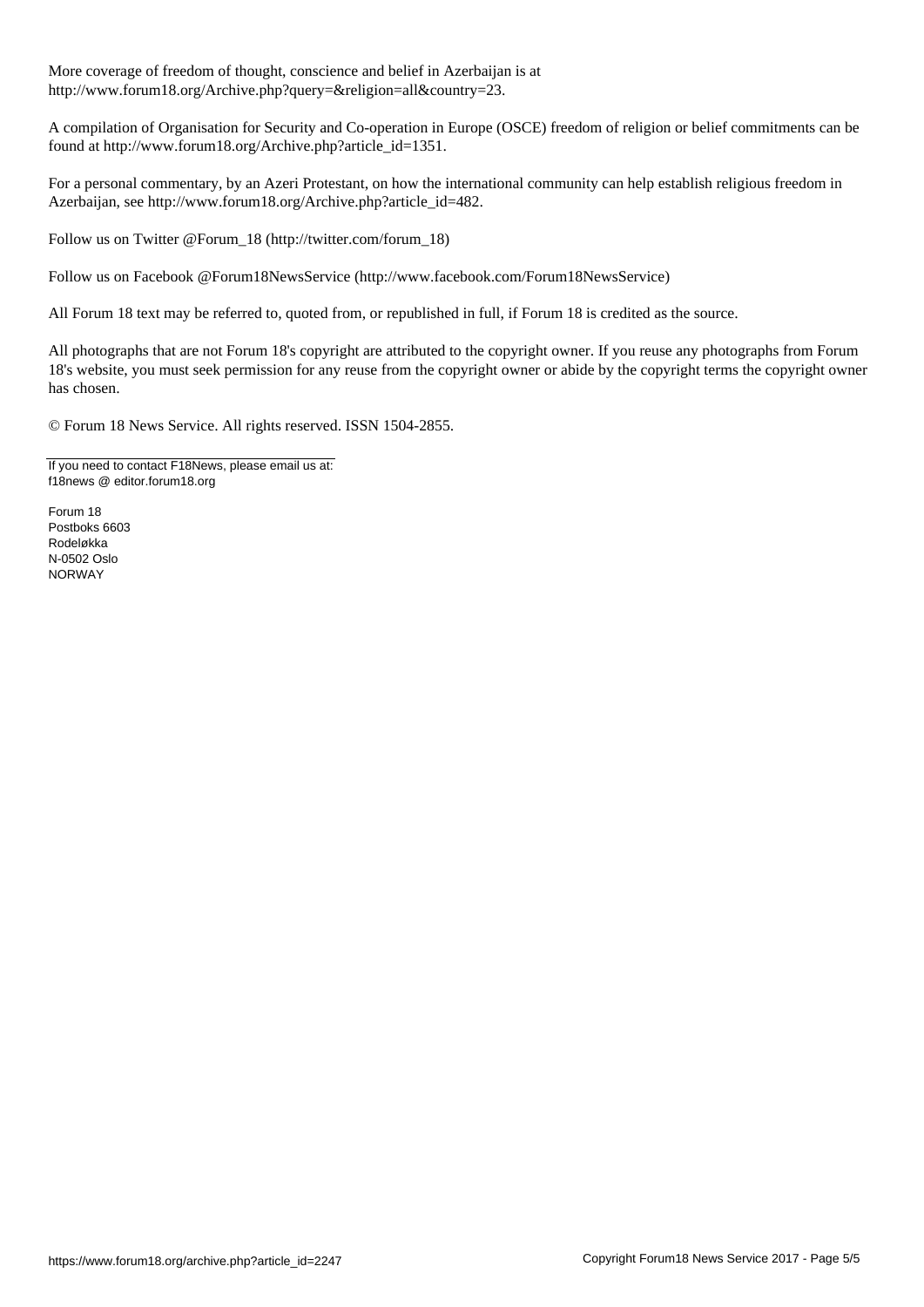More coverage of freedom of thought, conscience and belief in Azerbaijan is at http://www.forum18.org/Archive.php?query=&religion=all&country=23.

A compilation of Organisation for Security and Co-operation in Europe (OSCE) freedom of religion or belief commitments can be found at http://www.forum18.org/Archive.php?article_id=1351.

For a personal commentary, by an Azeri Protestant, on how the international community can help establish religious freedom in Azerbaijan, see http://www.forum18.org/Archive.php?article_id=482.

Follow us on Twitter @Forum_18 (http://twitter.com/forum_18)

Follow us on Facebook @Forum18NewsService (http://www.facebook.com/Forum18NewsService)

All Forum 18 text may be referred to, quoted from, or republished in full, if Forum 18 is credited as the source.

All photographs that are not Forum 18's copyright are attributed to the copyright owner. If you reuse any photographs from Forum 18's website, you must seek permission for any reuse from the copyright owner or abide by the copyright terms the copyright owner has chosen.

© Forum 18 News Service. All rights reserved. ISSN 1504-2855.

---

If you need to contact F18News, please email us at:
f18news @ editor.forum18.org

Forum 18
Postboks 6603
Rodeløkka
N-0502 Oslo
NORWAY